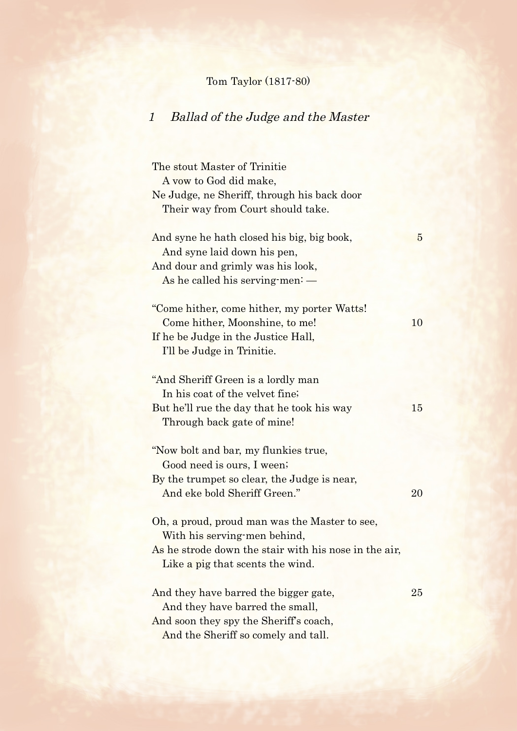Tom Taylor (1817-80)

## *1 Ballad of the Judge and the Master*

The stout Master of Trinitie
  A vow to God did make,
Ne Judge, ne Sheriff, through his back door
  Their way from Court should take.

And syne he hath closed his big, big book, 5
  And syne laid down his pen,
And dour and grimly was his look,
  As he called his serving-men: —

"Come hither, come hither, my porter Watts!
  Come hither, Moonshine, to me! 10
If he be Judge in the Justice Hall,
  I'll be Judge in Trinitie.

"And Sheriff Green is a lordly man
  In his coat of the velvet fine;
But he'll rue the day that he took his way 15
  Through back gate of mine!

"Now bolt and bar, my flunkies true,
  Good need is ours, I ween;
By the trumpet so clear, the Judge is near,
  And eke bold Sheriff Green." 20

Oh, a proud, proud man was the Master to see,
  With his serving-men behind,
As he strode down the stair with his nose in the air,
  Like a pig that scents the wind.

And they have barred the bigger gate, 25
  And they have barred the small,
And soon they spy the Sheriff's coach,
  And the Sheriff so comely and tall.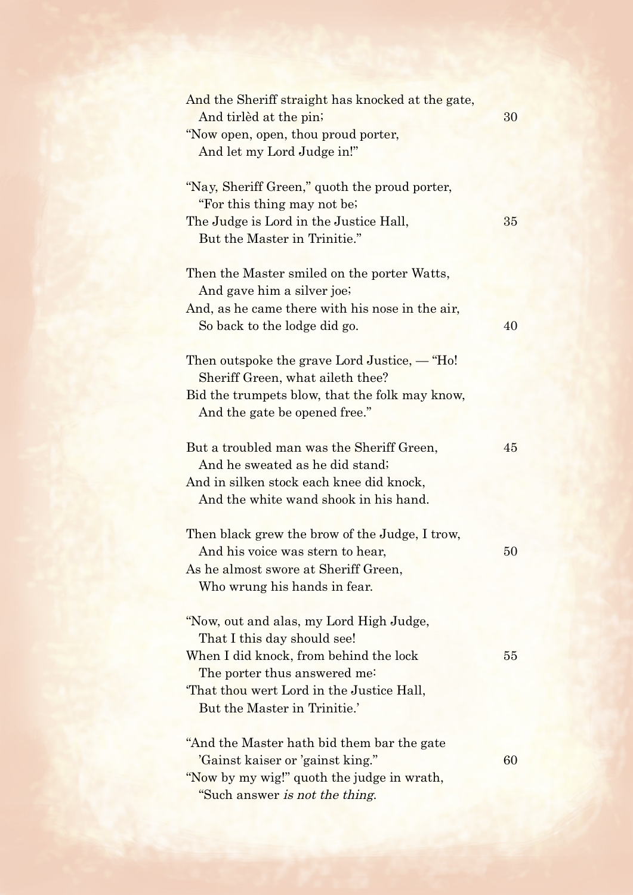And the Sheriff straight has knocked at the gate,  
  And tirlèd at the pin;  
"Now open, open, thou proud porter,  
  And let my Lord Judge in!"

"Nay, Sheriff Green," quoth the proud porter,  
  "For this thing may not be;  
The Judge is Lord in the Justice Hall,  
  But the Master in Trinitie."

Then the Master smiled on the porter Watts,  
  And gave him a silver joe;  
And, as he came there with his nose in the air,  
  So back to the lodge did go.

Then outspoke the grave Lord Justice, — "Ho!  
  Sheriff Green, what aileth thee?  
Bid the trumpets blow, that the folk may know,  
  And the gate be opened free."

But a troubled man was the Sheriff Green,  
  And he sweated as he did stand;  
And in silken stock each knee did knock,  
  And the white wand shook in his hand.

Then black grew the brow of the Judge, I trow,  
  And his voice was stern to hear,  
As he almost swore at Sheriff Green,  
  Who wrung his hands in fear.

"Now, out and alas, my Lord High Judge,  
  That I this day should see!  
When I did knock, from behind the lock  
  The porter thus answered me:  
'That thou wert Lord in the Justice Hall,  
  But the Master in Trinitie.'

"And the Master hath bid them bar the gate  
  'Gainst kaiser or 'gainst king."  
"Now by my wig!" quoth the judge in wrath,  
  "Such answer *is not the thing*.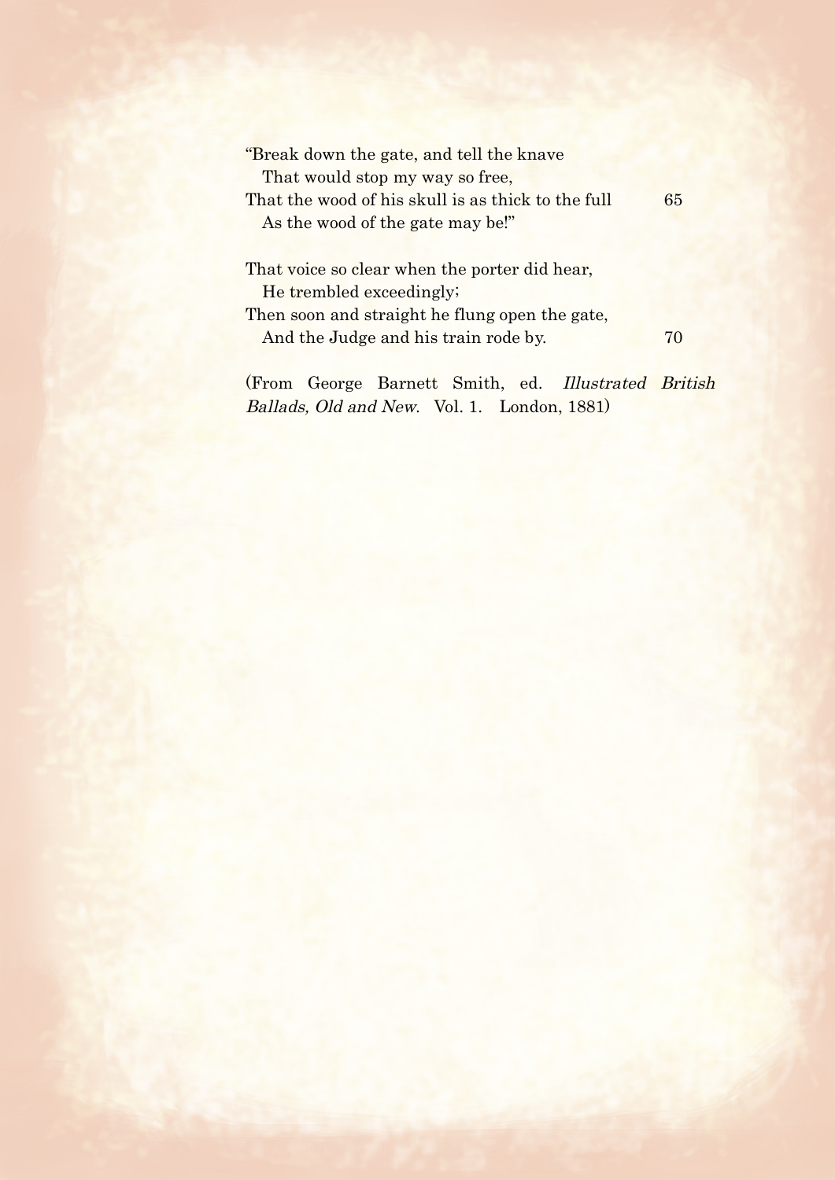"Break down the gate, and tell the knave  
  That would stop my way so free,  
That the wood of his skull is as thick to the full          65  
  As the wood of the gate may be!"

That voice so clear when the porter did hear,  
  He trembled exceedingly;  
Then soon and straight he flung open the gate,  
  And the Judge and his train rode by.          70

(From George Barnett Smith, ed. *Illustrated British Ballads, Old and New*. Vol. 1. London, 1881)